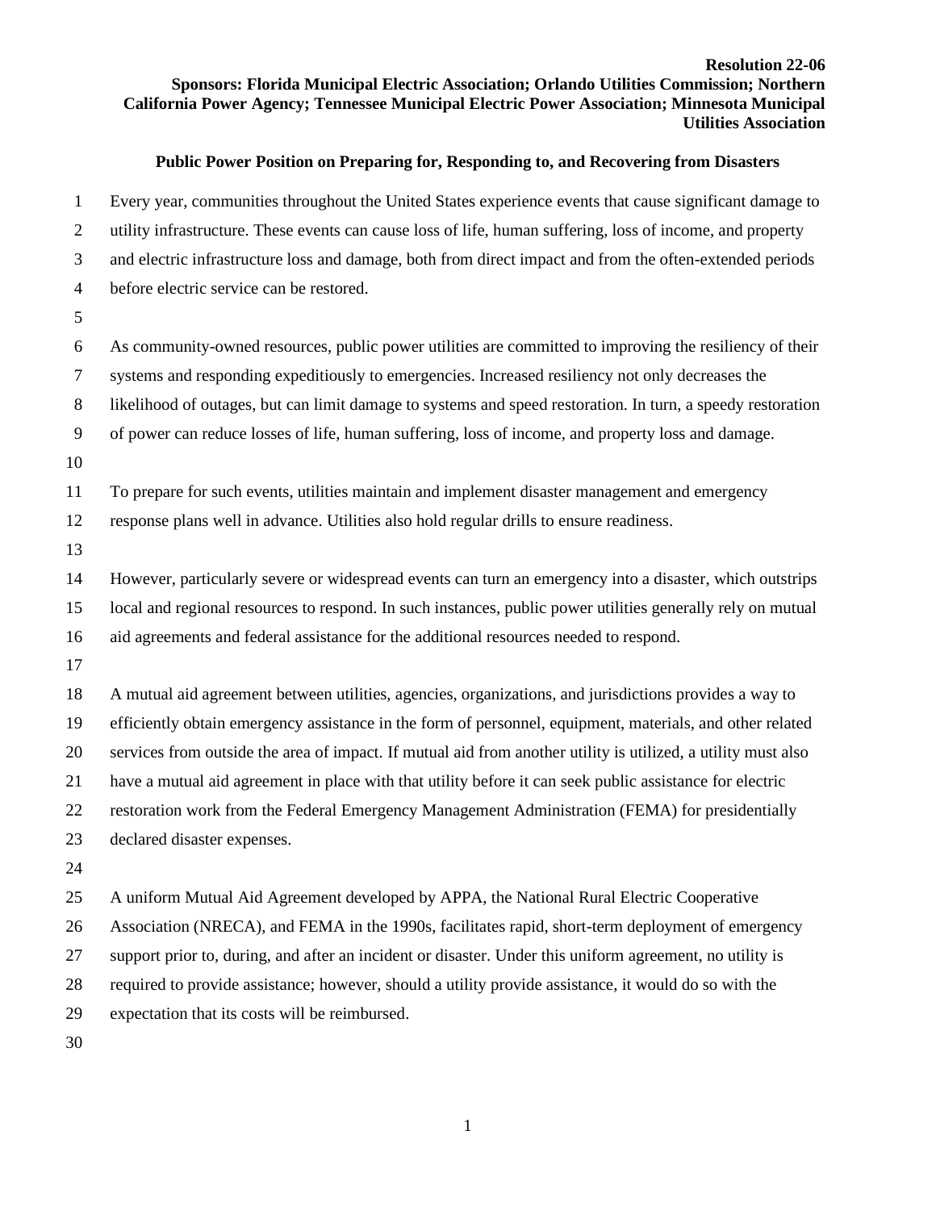**Resolution 22-06**

**Sponsors: Florida Municipal Electric Association; Orlando Utilities Commission; Northern California Power Agency; Tennessee Municipal Electric Power Association; Minnesota Municipal Utilities Association**

## Public Power Position on Preparing for, Responding to, and Recovering from Disasters

Every year, communities throughout the United States experience events that cause significant damage to utility infrastructure. These events can cause loss of life, human suffering, loss of income, and property and electric infrastructure loss and damage, both from direct impact and from the often-extended periods before electric service can be restored.

As community-owned resources, public power utilities are committed to improving the resiliency of their systems and responding expeditiously to emergencies. Increased resiliency not only decreases the likelihood of outages, but can limit damage to systems and speed restoration. In turn, a speedy restoration of power can reduce losses of life, human suffering, loss of income, and property loss and damage.

To prepare for such events, utilities maintain and implement disaster management and emergency response plans well in advance. Utilities also hold regular drills to ensure readiness.

However, particularly severe or widespread events can turn an emergency into a disaster, which outstrips local and regional resources to respond. In such instances, public power utilities generally rely on mutual aid agreements and federal assistance for the additional resources needed to respond.

A mutual aid agreement between utilities, agencies, organizations, and jurisdictions provides a way to efficiently obtain emergency assistance in the form of personnel, equipment, materials, and other related services from outside the area of impact. If mutual aid from another utility is utilized, a utility must also have a mutual aid agreement in place with that utility before it can seek public assistance for electric restoration work from the Federal Emergency Management Administration (FEMA) for presidentially declared disaster expenses.

A uniform Mutual Aid Agreement developed by APPA, the National Rural Electric Cooperative Association (NRECA), and FEMA in the 1990s, facilitates rapid, short-term deployment of emergency support prior to, during, and after an incident or disaster. Under this uniform agreement, no utility is required to provide assistance; however, should a utility provide assistance, it would do so with the expectation that its costs will be reimbursed.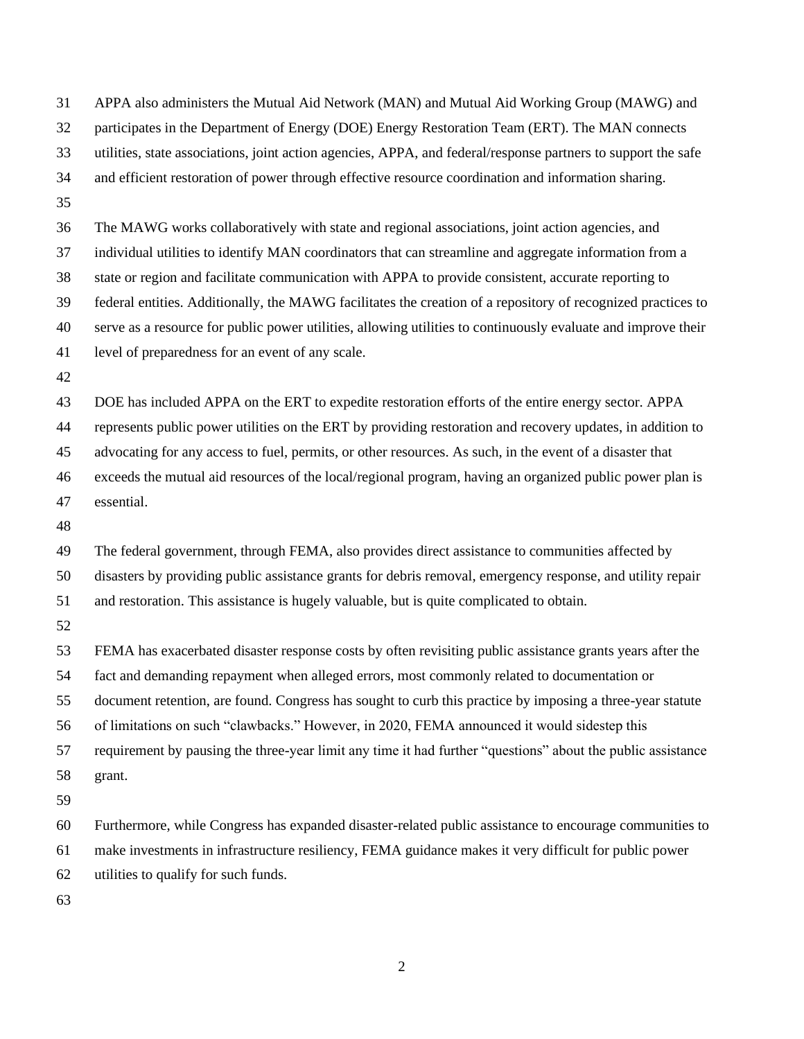APPA also administers the Mutual Aid Network (MAN) and Mutual Aid Working Group (MAWG) and participates in the Department of Energy (DOE) Energy Restoration Team (ERT). The MAN connects utilities, state associations, joint action agencies, APPA, and federal/response partners to support the safe and efficient restoration of power through effective resource coordination and information sharing.

The MAWG works collaboratively with state and regional associations, joint action agencies, and individual utilities to identify MAN coordinators that can streamline and aggregate information from a state or region and facilitate communication with APPA to provide consistent, accurate reporting to federal entities. Additionally, the MAWG facilitates the creation of a repository of recognized practices to serve as a resource for public power utilities, allowing utilities to continuously evaluate and improve their level of preparedness for an event of any scale.

DOE has included APPA on the ERT to expedite restoration efforts of the entire energy sector. APPA represents public power utilities on the ERT by providing restoration and recovery updates, in addition to advocating for any access to fuel, permits, or other resources. As such, in the event of a disaster that exceeds the mutual aid resources of the local/regional program, having an organized public power plan is essential.

The federal government, through FEMA, also provides direct assistance to communities affected by disasters by providing public assistance grants for debris removal, emergency response, and utility repair and restoration. This assistance is hugely valuable, but is quite complicated to obtain.

FEMA has exacerbated disaster response costs by often revisiting public assistance grants years after the fact and demanding repayment when alleged errors, most commonly related to documentation or document retention, are found. Congress has sought to curb this practice by imposing a three-year statute of limitations on such "clawbacks." However, in 2020, FEMA announced it would sidestep this requirement by pausing the three-year limit any time it had further "questions" about the public assistance grant.

Furthermore, while Congress has expanded disaster-related public assistance to encourage communities to make investments in infrastructure resiliency, FEMA guidance makes it very difficult for public power utilities to qualify for such funds.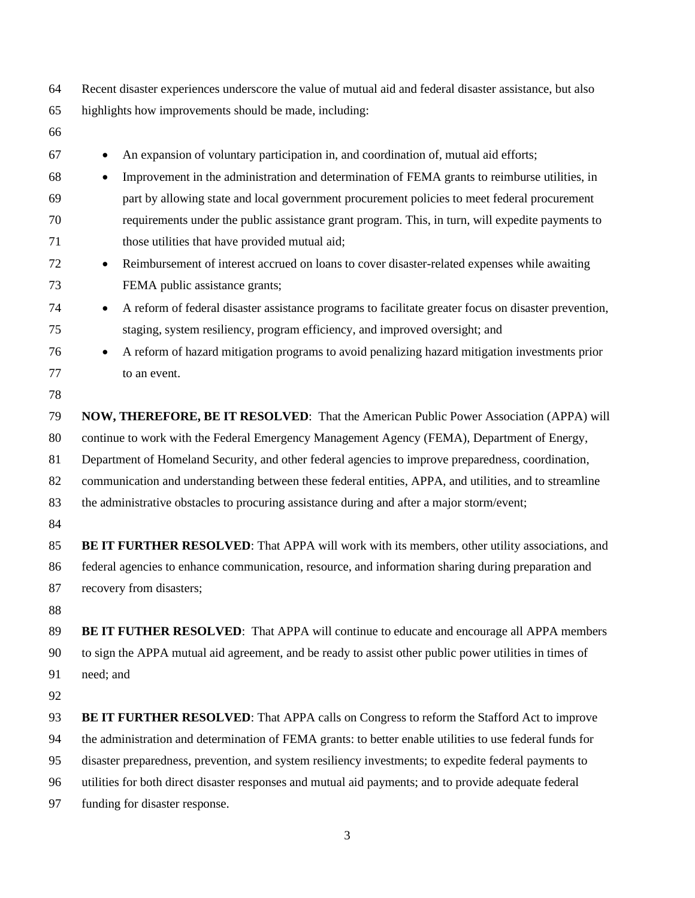Recent disaster experiences underscore the value of mutual aid and federal disaster assistance, but also highlights how improvements should be made, including:

- An expansion of voluntary participation in, and coordination of, mutual aid efforts;
- Improvement in the administration and determination of FEMA grants to reimburse utilities, in part by allowing state and local government procurement policies to meet federal procurement requirements under the public assistance grant program. This, in turn, will expedite payments to those utilities that have provided mutual aid;
- Reimbursement of interest accrued on loans to cover disaster-related expenses while awaiting FEMA public assistance grants;
- A reform of federal disaster assistance programs to facilitate greater focus on disaster prevention, staging, system resiliency, program efficiency, and improved oversight; and
- A reform of hazard mitigation programs to avoid penalizing hazard mitigation investments prior to an event.

**NOW, THEREFORE, BE IT RESOLVED**: That the American Public Power Association (APPA) will continue to work with the Federal Emergency Management Agency (FEMA), Department of Energy, Department of Homeland Security, and other federal agencies to improve preparedness, coordination, communication and understanding between these federal entities, APPA, and utilities, and to streamline the administrative obstacles to procuring assistance during and after a major storm/event;

**BE IT FURTHER RESOLVED**: That APPA will work with its members, other utility associations, and federal agencies to enhance communication, resource, and information sharing during preparation and recovery from disasters;

**BE IT FUTHER RESOLVED**: That APPA will continue to educate and encourage all APPA members to sign the APPA mutual aid agreement, and be ready to assist other public power utilities in times of need; and

**BE IT FURTHER RESOLVED**: That APPA calls on Congress to reform the Stafford Act to improve the administration and determination of FEMA grants: to better enable utilities to use federal funds for disaster preparedness, prevention, and system resiliency investments; to expedite federal payments to utilities for both direct disaster responses and mutual aid payments; and to provide adequate federal funding for disaster response.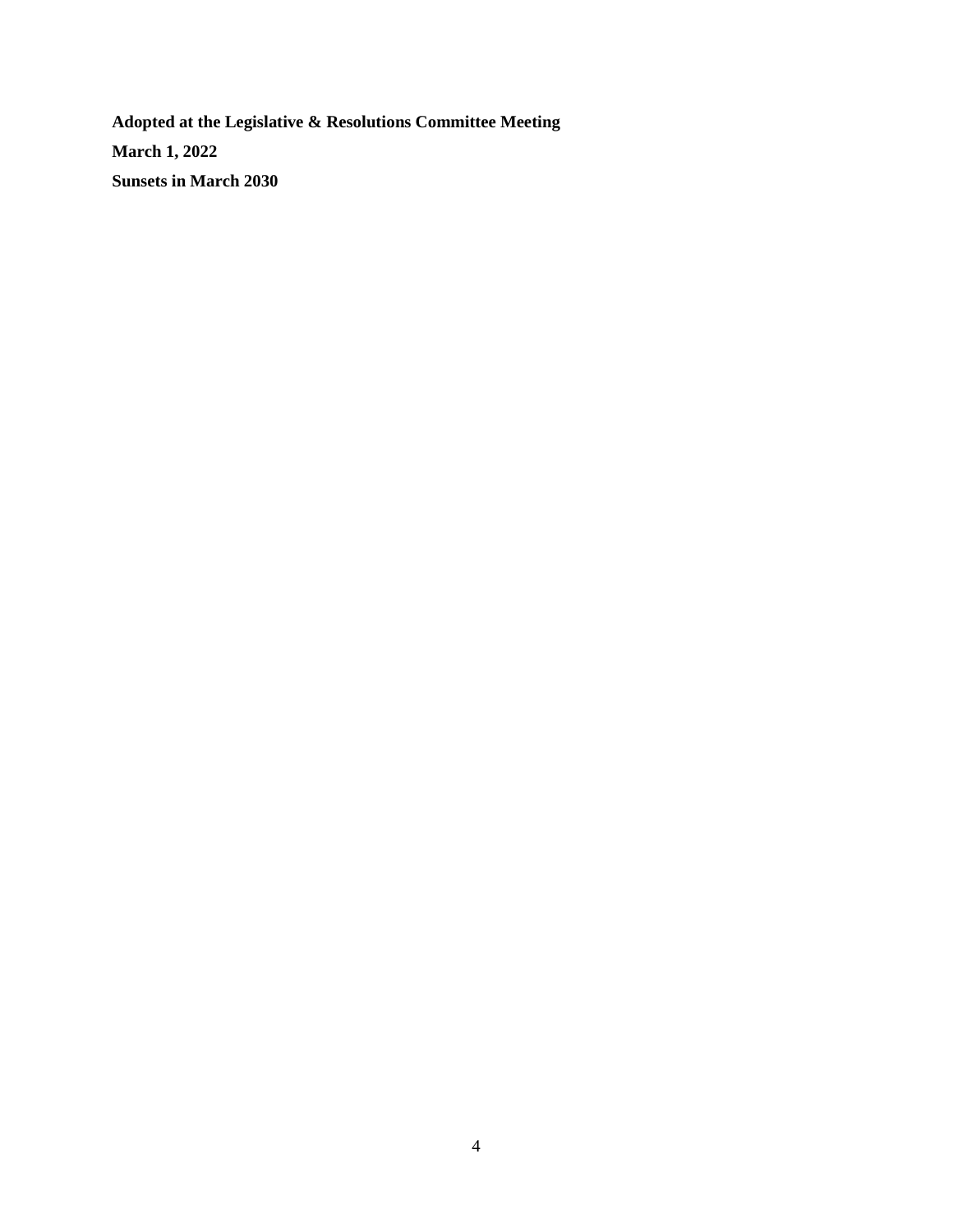**Adopted at the Legislative & Resolutions Committee Meeting**

**March 1, 2022**

**Sunsets in March 2030**